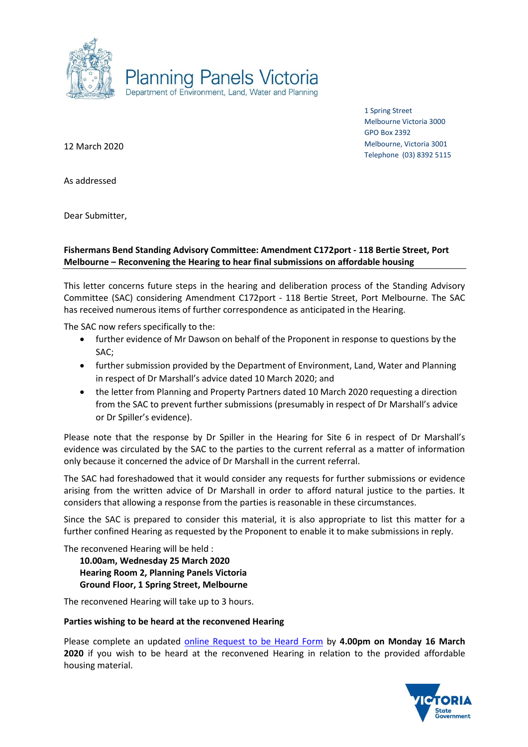# Planning Panels Victoria

Department of Environment, Land, Water and Planning

1 Spring Street
Melbourne Victoria 3000
GPO Box 2392
Melbourne, Victoria 3001
Telephone (03) 8392 5115

12 March 2020

As addressed

Dear Submitter,

**Fishermans Bend Standing Advisory Committee: Amendment C172port - 118 Bertie Street, Port Melbourne – Reconvening the Hearing to hear final submissions on affordable housing**

This letter concerns future steps in the hearing and deliberation process of the Standing Advisory Committee (SAC) considering Amendment C172port - 118 Bertie Street, Port Melbourne. The SAC has received numerous items of further correspondence as anticipated in the Hearing.

The SAC now refers specifically to the:

- further evidence of Mr Dawson on behalf of the Proponent in response to questions by the SAC;
- further submission provided by the Department of Environment, Land, Water and Planning in respect of Dr Marshall's advice dated 10 March 2020; and
- the letter from Planning and Property Partners dated 10 March 2020 requesting a direction from the SAC to prevent further submissions (presumably in respect of Dr Marshall's advice or Dr Spiller's evidence).

Please note that the response by Dr Spiller in the Hearing for Site 6 in respect of Dr Marshall's evidence was circulated by the SAC to the parties to the current referral as a matter of information only because it concerned the advice of Dr Marshall in the current referral.

The SAC had foreshadowed that it would consider any requests for further submissions or evidence arising from the written advice of Dr Marshall in order to afford natural justice to the parties. It considers that allowing a response from the parties is reasonable in these circumstances.

Since the SAC is prepared to consider this material, it is also appropriate to list this matter for a further confined Hearing as requested by the Proponent to enable it to make submissions in reply.

The reconvened Hearing will be held :

**10.00am, Wednesday 25 March 2020**
**Hearing Room 2, Planning Panels Victoria**
**Ground Floor, 1 Spring Street, Melbourne**

The reconvened Hearing will take up to 3 hours.

**Parties wishing to be heard at the reconvened Hearing**

Please complete an updated online Request to be Heard Form by **4.00pm on Monday 16 March 2020** if you wish to be heard at the reconvened Hearing in relation to the provided affordable housing material.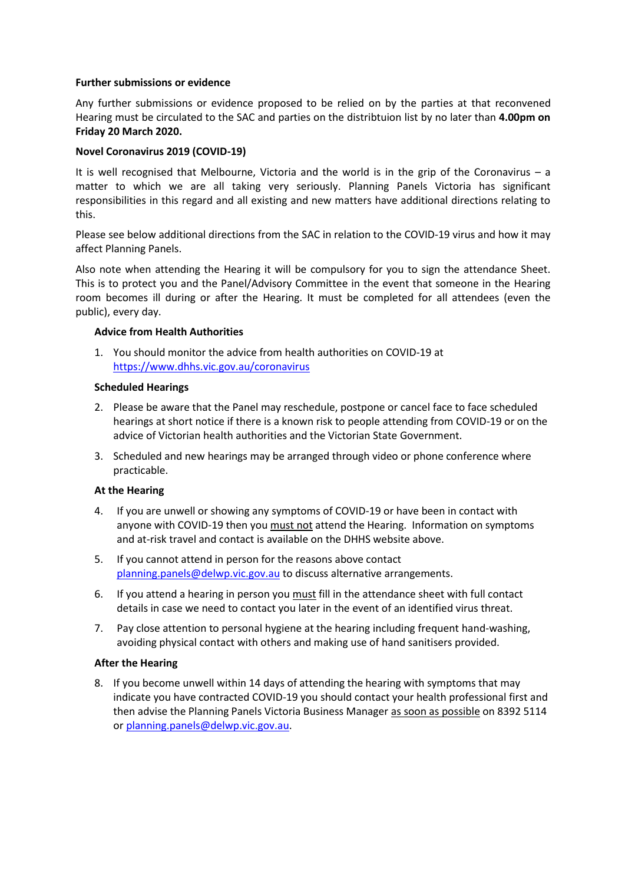**Further submissions or evidence**

Any further submissions or evidence proposed to be relied on by the parties at that reconvened Hearing must be circulated to the SAC and parties on the distribtuion list by no later than **4.00pm on Friday 20 March 2020.**

**Novel Coronavirus 2019 (COVID-19)**

It is well recognised that Melbourne, Victoria and the world is in the grip of the Coronavirus – a matter to which we are all taking very seriously. Planning Panels Victoria has significant responsibilities in this regard and all existing and new matters have additional directions relating to this.

Please see below additional directions from the SAC in relation to the COVID-19 virus and how it may affect Planning Panels.

Also note when attending the Hearing it will be compulsory for you to sign the attendance Sheet. This is to protect you and the Panel/Advisory Committee in the event that someone in the Hearing room becomes ill during or after the Hearing. It must be completed for all attendees (even the public), every day.

**Advice from Health Authorities**

1. You should monitor the advice from health authorities on COVID-19 at https://www.dhhs.vic.gov.au/coronavirus

**Scheduled Hearings**

2. Please be aware that the Panel may reschedule, postpone or cancel face to face scheduled hearings at short notice if there is a known risk to people attending from COVID-19 or on the advice of Victorian health authorities and the Victorian State Government.
3. Scheduled and new hearings may be arranged through video or phone conference where practicable.

**At the Hearing**

4. If you are unwell or showing any symptoms of COVID-19 or have been in contact with anyone with COVID-19 then you must not attend the Hearing. Information on symptoms and at-risk travel and contact is available on the DHHS website above.
5. If you cannot attend in person for the reasons above contact planning.panels@delwp.vic.gov.au to discuss alternative arrangements.
6. If you attend a hearing in person you must fill in the attendance sheet with full contact details in case we need to contact you later in the event of an identified virus threat.
7. Pay close attention to personal hygiene at the hearing including frequent hand-washing, avoiding physical contact with others and making use of hand sanitisers provided.

**After the Hearing**

8. If you become unwell within 14 days of attending the hearing with symptoms that may indicate you have contracted COVID-19 you should contact your health professional first and then advise the Planning Panels Victoria Business Manager as soon as possible on 8392 5114 or planning.panels@delwp.vic.gov.au.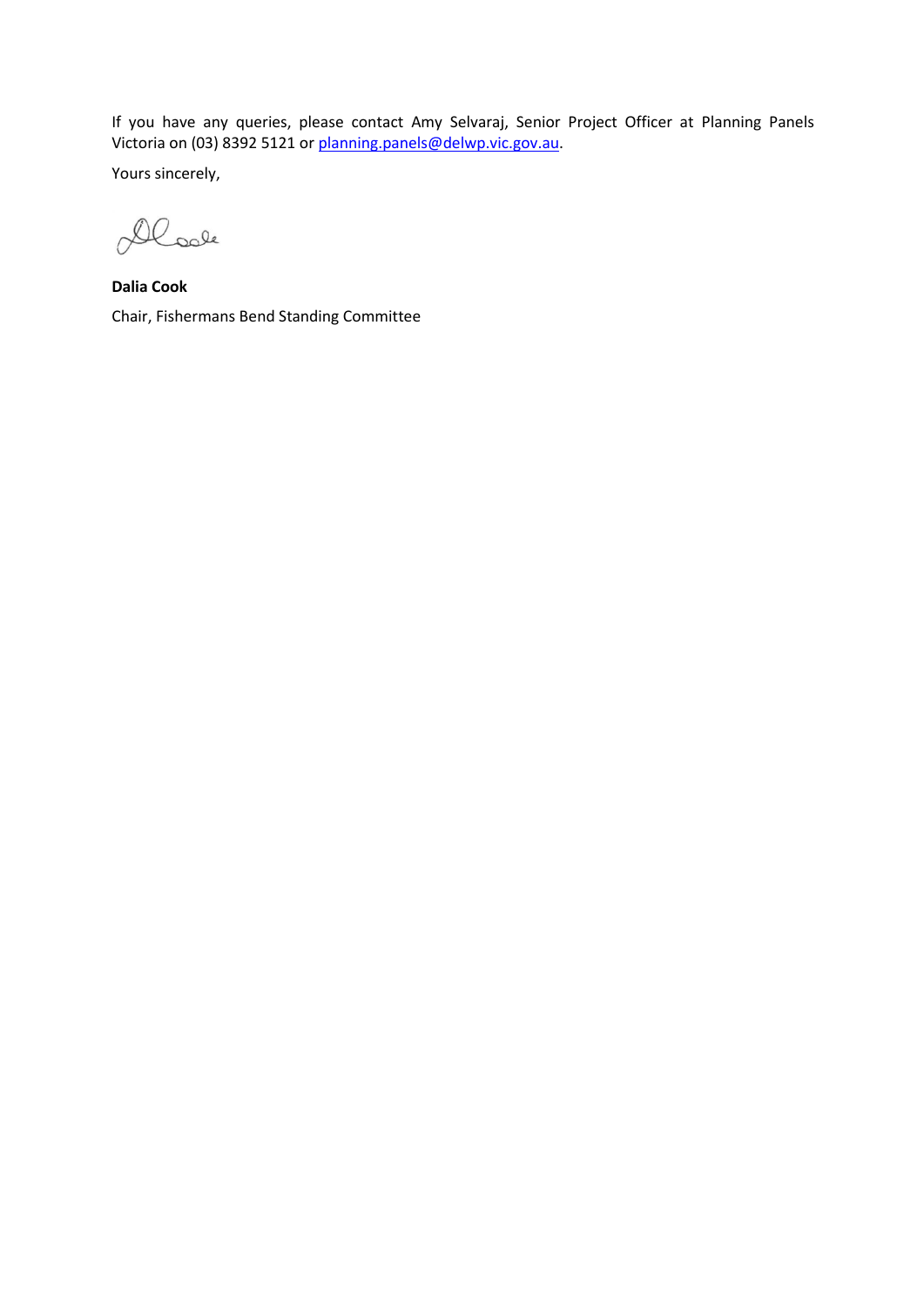If you have any queries, please contact Amy Selvaraj, Senior Project Officer at Planning Panels Victoria on (03) 8392 5121 or planning.panels@delwp.vic.gov.au.

Yours sincerely,

**Dalia Cook**

Chair, Fishermans Bend Standing Committee